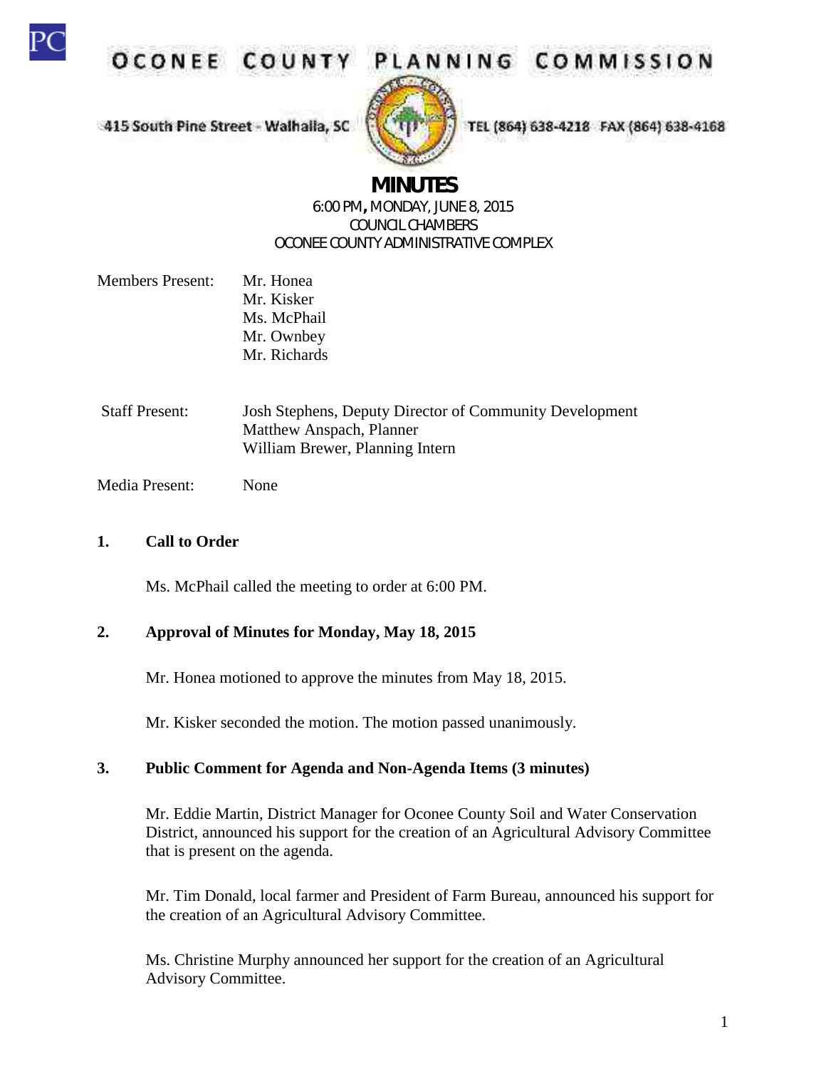# OCONEE COUNTY PLANNING COMMISSION

415 South Pine Street - Walhalla, SC

TEL (864) 638-4218 FAX (864) 638-4168

## MINUTES

6:00 PM, MONDAY, JUNE 8, 2015
COUNCIL CHAMBERS
OCONEE COUNTY ADMINISTRATIVE COMPLEX

Members Present: Mr. Honea
Mr. Kisker
Ms. McPhail
Mr. Ownbey
Mr. Richards

Staff Present: Josh Stephens, Deputy Director of Community Development
Matthew Anspach, Planner
William Brewer, Planning Intern

Media Present: None

**1. Call to Order**

Ms. McPhail called the meeting to order at 6:00 PM.

**2. Approval of Minutes for Monday, May 18, 2015**

Mr. Honea motioned to approve the minutes from May 18, 2015.

Mr. Kisker seconded the motion. The motion passed unanimously.

**3. Public Comment for Agenda and Non-Agenda Items (3 minutes)**

Mr. Eddie Martin, District Manager for Oconee County Soil and Water Conservation District, announced his support for the creation of an Agricultural Advisory Committee that is present on the agenda.

Mr. Tim Donald, local farmer and President of Farm Bureau, announced his support for the creation of an Agricultural Advisory Committee.

Ms. Christine Murphy announced her support for the creation of an Agricultural Advisory Committee.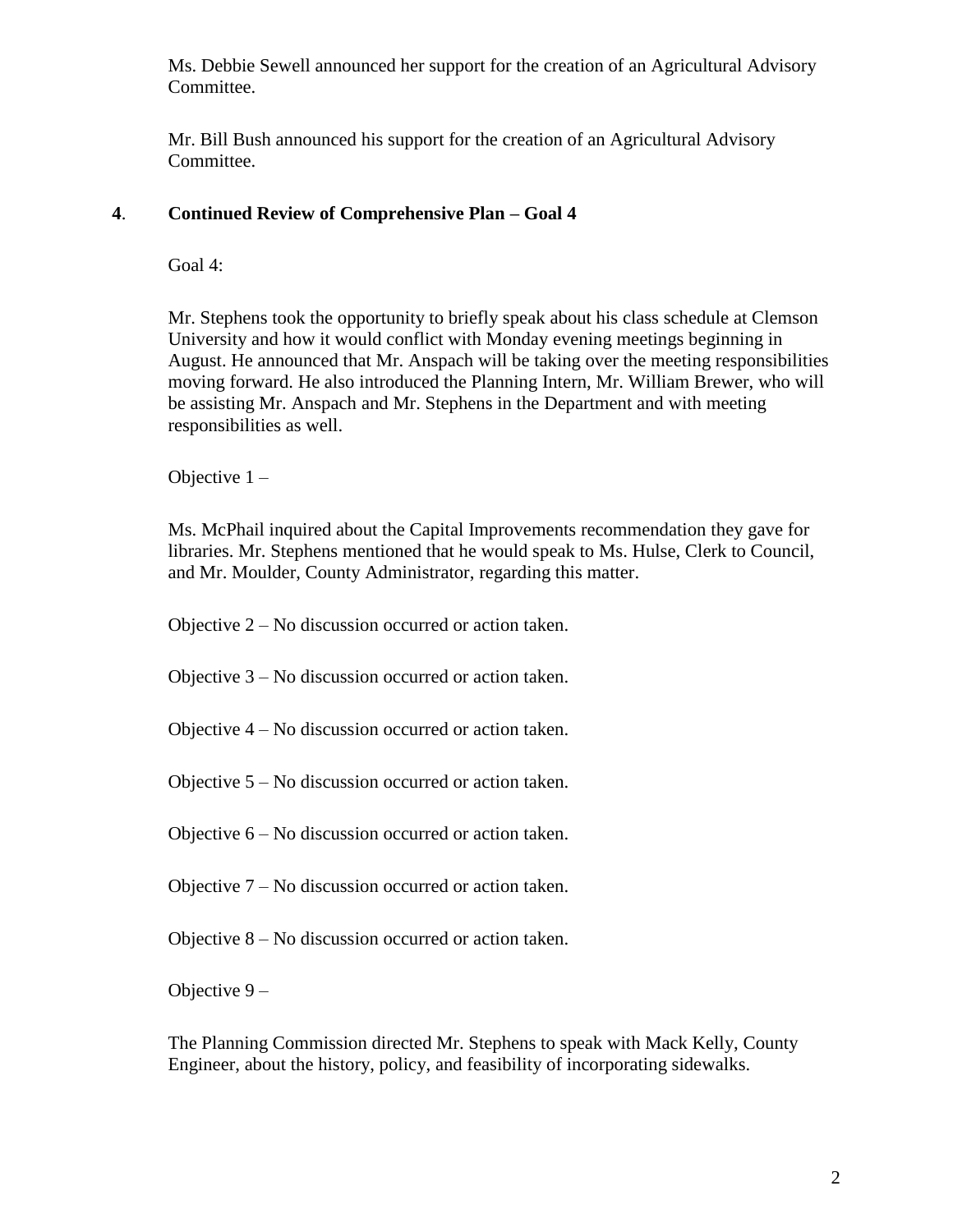Ms. Debbie Sewell announced her support for the creation of an Agricultural Advisory Committee.

Mr. Bill Bush announced his support for the creation of an Agricultural Advisory Committee.

**4. Continued Review of Comprehensive Plan – Goal 4**

Goal 4:

Mr. Stephens took the opportunity to briefly speak about his class schedule at Clemson University and how it would conflict with Monday evening meetings beginning in August. He announced that Mr. Anspach will be taking over the meeting responsibilities moving forward. He also introduced the Planning Intern, Mr. William Brewer, who will be assisting Mr. Anspach and Mr. Stephens in the Department and with meeting responsibilities as well.

Objective 1 –

Ms. McPhail inquired about the Capital Improvements recommendation they gave for libraries. Mr. Stephens mentioned that he would speak to Ms. Hulse, Clerk to Council, and Mr. Moulder, County Administrator, regarding this matter.

Objective 2 – No discussion occurred or action taken.

Objective 3 – No discussion occurred or action taken.

Objective 4 – No discussion occurred or action taken.

Objective 5 – No discussion occurred or action taken.

Objective 6 – No discussion occurred or action taken.

Objective 7 – No discussion occurred or action taken.

Objective 8 – No discussion occurred or action taken.

Objective 9 –

The Planning Commission directed Mr. Stephens to speak with Mack Kelly, County Engineer, about the history, policy, and feasibility of incorporating sidewalks.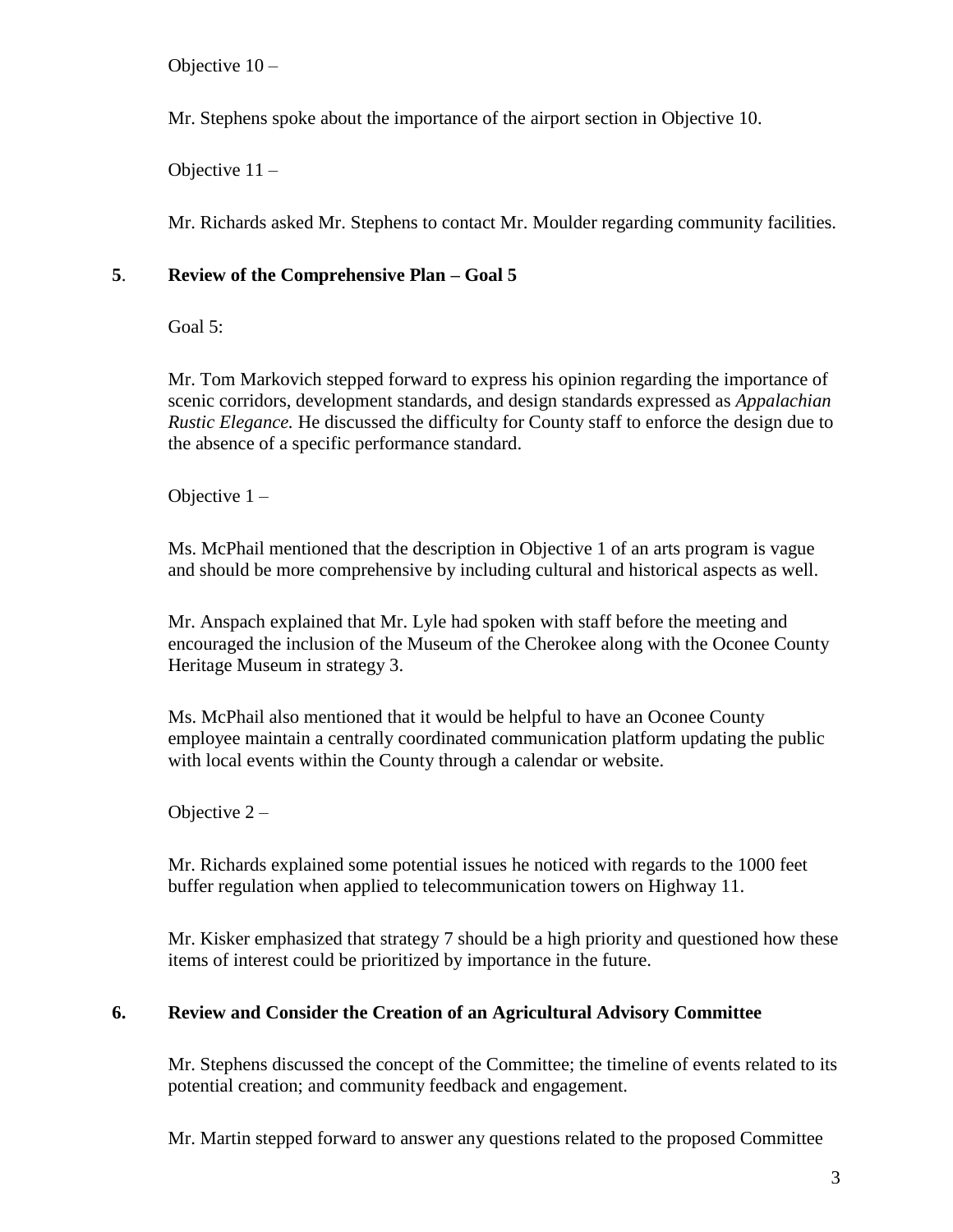Objective 10 –

Mr. Stephens spoke about the importance of the airport section in Objective 10.

Objective 11 –

Mr. Richards asked Mr. Stephens to contact Mr. Moulder regarding community facilities.

## 5. Review of the Comprehensive Plan – Goal 5

Goal 5:

Mr. Tom Markovich stepped forward to express his opinion regarding the importance of scenic corridors, development standards, and design standards expressed as *Appalachian Rustic Elegance.* He discussed the difficulty for County staff to enforce the design due to the absence of a specific performance standard.

Objective 1 –

Ms. McPhail mentioned that the description in Objective 1 of an arts program is vague and should be more comprehensive by including cultural and historical aspects as well.

Mr. Anspach explained that Mr. Lyle had spoken with staff before the meeting and encouraged the inclusion of the Museum of the Cherokee along with the Oconee County Heritage Museum in strategy 3.

Ms. McPhail also mentioned that it would be helpful to have an Oconee County employee maintain a centrally coordinated communication platform updating the public with local events within the County through a calendar or website.

Objective 2 –

Mr. Richards explained some potential issues he noticed with regards to the 1000 feet buffer regulation when applied to telecommunication towers on Highway 11.

Mr. Kisker emphasized that strategy 7 should be a high priority and questioned how these items of interest could be prioritized by importance in the future.

## 6. Review and Consider the Creation of an Agricultural Advisory Committee

Mr. Stephens discussed the concept of the Committee; the timeline of events related to its potential creation; and community feedback and engagement.

Mr. Martin stepped forward to answer any questions related to the proposed Committee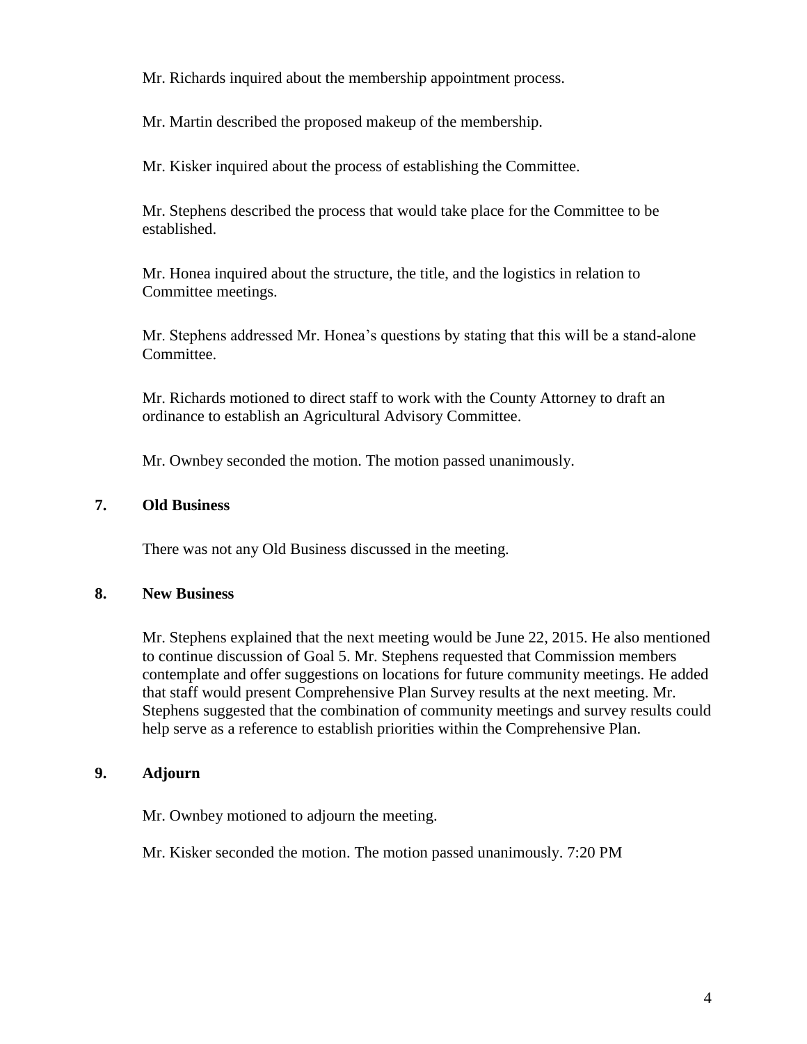Mr. Richards inquired about the membership appointment process.

Mr. Martin described the proposed makeup of the membership.

Mr. Kisker inquired about the process of establishing the Committee.

Mr. Stephens described the process that would take place for the Committee to be established.

Mr. Honea inquired about the structure, the title, and the logistics in relation to Committee meetings.

Mr. Stephens addressed Mr. Honea's questions by stating that this will be a stand-alone Committee.

Mr. Richards motioned to direct staff to work with the County Attorney to draft an ordinance to establish an Agricultural Advisory Committee.

Mr. Ownbey seconded the motion. The motion passed unanimously.

## 7. Old Business

There was not any Old Business discussed in the meeting.

## 8. New Business

Mr. Stephens explained that the next meeting would be June 22, 2015. He also mentioned to continue discussion of Goal 5. Mr. Stephens requested that Commission members contemplate and offer suggestions on locations for future community meetings. He added that staff would present Comprehensive Plan Survey results at the next meeting. Mr. Stephens suggested that the combination of community meetings and survey results could help serve as a reference to establish priorities within the Comprehensive Plan.

## 9. Adjourn

Mr. Ownbey motioned to adjourn the meeting.

Mr. Kisker seconded the motion. The motion passed unanimously. 7:20 PM